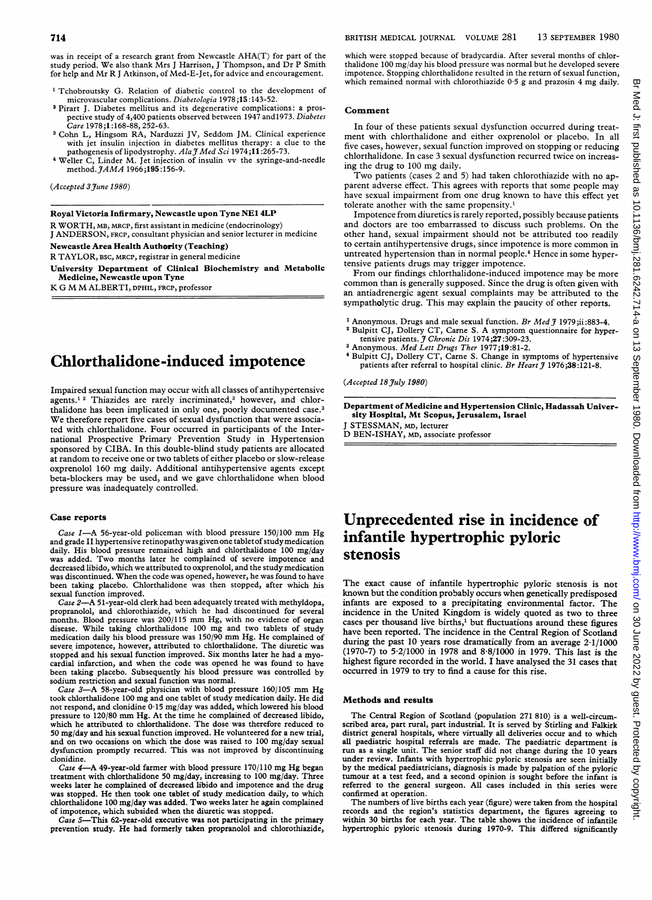was in receipt of a research grant from Newcastle AHA(T) for part of the study period. We also thank Mrs J Harrison, J Thompson, and Dr P Smith for help and Mr R J Atkinson, of Med-E-Jet, for advice and encouragement.

1. Tchobroutsky G. Relation of diabetic control to the development of microvascular complications. *Diabetologia* 1978;15:143-52.
2. Pirart J. Diabetes mellitus and its degenerative complications: a prospective study of 4,400 patients observed between 1947 and 1973. *Diabetes Care* 1978;1:168-88, 252-63.
3. Cohn L, Hingsom RA, Narduzzi JV, Seddom JM. Clinical experience with jet insulin injection in diabetes mellitus therapy: a clue to the pathogenesis of lipodystrophy. *Ala J Med Sci* 1974;11:265-73.
4. Weller C, Linder M. Jet injection of insulin vv the syringe-and-needle method. *JAMA* 1966;195:156-9.

(*Accepted 3 June 1980*)

**Royal Victoria Infirmary, Newcastle upon Tyne NE1 4LP**

R WORTH, MB, MRCP, first assistant in medicine (endocrinology)
J ANDERSON, FRCP, consultant physician and senior lecturer in medicine

**Newcastle Area Health Authority (Teaching)**

R TAYLOR, BSC, MRCP, registrar in general medicine

**University Department of Clinical Biochemistry and Metabolic Medicine, Newcastle upon Tyne**

K G M M ALBERTI, DPHIL, FRCP, professor

# Chlorthalidone-induced impotence

Impaired sexual function may occur with all classes of antihypertensive agents.[1 2] Thiazides are rarely incriminated,[3] however, and chlorthalidone has been implicated in only one, poorly documented case.[3] We therefore report five cases of sexual dysfunction that were associated with chlorthalidone. Four occurred in participants of the International Prospective Primary Prevention Study in Hypertension sponsored by CIBA. In this double-blind study patients are allocated at random to receive one or two tablets of either placebo or slow-release oxprenolol 160 mg daily. Additional antihypertensive agents except beta-blockers may be used, and we gave chlorthalidone when blood pressure was inadequately controlled.

## Case reports

*Case 1*—A 56-year-old policeman with blood pressure 150/100 mm Hg and grade II hypertensive retinopathy was given one tablet of study medication daily. His blood pressure remained high and chlorthalidone 100 mg/day was added. Two months later he complained of severe impotence and decreased libido, which we attributed to oxprenolol, and the study medication was discontinued. When the code was opened, however, he was found to have been taking placebo. Chlorthalidone was then stopped, after which his sexual function improved.

*Case 2*—A 51-year-old clerk had been adequately treated with methyldopa, propranolol, and chlorothiazide, which he had discontinued for several months. Blood pressure was 200/115 mm Hg, with no evidence of organ disease. While taking chlorthalidone 100 mg and two tablets of study medication daily his blood pressure was 150/90 mm Hg. He complained of severe impotence, however, attributed to chlorthalidone. The diuretic was stopped and his sexual function improved. Six months later he had a myocardial infarction, and when the code was opened he was found to have been taking placebo. Subsequently his blood pressure was controlled by sodium restriction and sexual function was normal.

*Case 3*—A 58-year-old physician with blood pressure 160/105 mm Hg took chlorthalidone 100 mg and one tablet of study medication daily. He did not respond, and clonidine 0·15 mg/day was added, which lowered his blood pressure to 120/80 mm Hg. At the time he complained of decreased libido, which he attributed to chlorthalidone. The dose was therefore reduced to 50 mg/day and his sexual function improved. He volunteered for a new trial, and on two occasions on which the dose was raised to 100 mg/day sexual dysfunction promptly recurred. This was not improved by discontinuing clonidine.

*Case 4*—A 49-year-old farmer with blood pressure 170/110 mg Hg began treatment with chlorthalidone 50 mg/day, increasing to 100 mg/day. Three weeks later he complained of decreased libido and impotence and the drug was stopped. He then took one tablet of study medication daily, to which chlorthalidone 100 mg/day was added. Two weeks later he again complained of impotence, which subsided when the diuretic was stopped.

*Case 5*—This 62-year-old executive was not participating in the primary prevention study. He had formerly taken propranolol and chlorothiazide, which were stopped because of bradycardia. After several months of chlorthalidone 100 mg/day his blood pressure was normal but he developed severe impotence. Stopping chlorthalidone resulted in the return of sexual function, which remained normal with chlorothiazide 0·5 g and prazosin 4 mg daily.

## Comment

In four of these patients sexual dysfunction occurred during treatment with chlorthalidone and either oxprenolol or placebo. In all five cases, however, sexual function improved on stopping or reducing chlorthalidone. In case 3 sexual dysfunction recurred twice on increasing the drug to 100 mg daily.

Two patients (cases 2 and 5) had taken chlorothiazide with no apparent adverse effect. This agrees with reports that some people may have sexual impairment from one drug known to have this effect yet tolerate another with the same propensity.[1]

Impotence from diuretics is rarely reported, possibly because patients and doctors are too embarrassed to discuss such problems. On the other hand, sexual impairment should not be attributed too readily to certain antihypertensive drugs, since impotence is more common in untreated hypertension than in normal people.[4] Hence in some hypertensive patients drugs may trigger impotence.

From our findings chlorthalidone-induced impotence may be more common than is generally supposed. Since the drug is often given with an antiadrenergic agent sexual complaints may be attributed to the sympatholytic drug. This may explain the paucity of other reports.

1. Anonymous. Drugs and male sexual function. *Br Med J* 1979;ii:883-4.
2. Bulpitt CJ, Dollery CT, Carne S. A symptom questionnaire for hypertensive patients. *J Chronic Dis* 1974;27:309-23.
3. Anonymous. *Med Lett Drugs Ther* 1977;19:81-2.
4. Bulpitt CJ, Dollery CT, Carne S. Change in symptoms of hypertensive patients after referral to hospital clinic. *Br Heart J* 1976;38:121-8.

(*Accepted 18 July 1980*)

**Department of Medicine and Hypertension Clinic, Hadassah University Hospital, Mt Scopus, Jerusalem, Israel**

J STESSMAN, MD, lecturer
D BEN-ISHAY, MD, associate professor

# Unprecedented rise in incidence of infantile hypertrophic pyloric stenosis

The exact cause of infantile hypertrophic pyloric stenosis is not known but the condition probably occurs when genetically predisposed infants are exposed to a precipitating environmental factor. The incidence in the United Kingdom is widely quoted as two to three cases per thousand live births,[1] but fluctuations around these figures have been reported. The incidence in the Central Region of Scotland during the past 10 years rose dramatically from an average 2·1/1000 (1970-7) to 5·2/1000 in 1978 and 8·8/1000 in 1979. This last is the highest figure recorded in the world. I have analysed the 31 cases that occurred in 1979 to try to find a cause for this rise.

## Methods and results

The Central Region of Scotland (population 271 810) is a well-circumscribed area, part rural, part industrial. It is served by Stirling and Falkirk district general hospitals, where virtually all deliveries occur and to which all paediatric hospital referrals are made. The paediatric department is run as a single unit. The senior staff did not change during the 10 years under review. Infants with hypertrophic pyloric stenosis are seen initially by the medical paediatricians, diagnosis is made by palpation of the pyloric tumour at a test feed, and a second opinion is sought before the infant is referred to the general surgeon. All cases included in this series were confirmed at operation.

The numbers of live births each year (figure) were taken from the hospital records and the region's statistics department, the figures agreeing to within 30 births for each year. The table shows the incidence of infantile hypertrophic pyloric stenosis during 1970-9. This differed significantly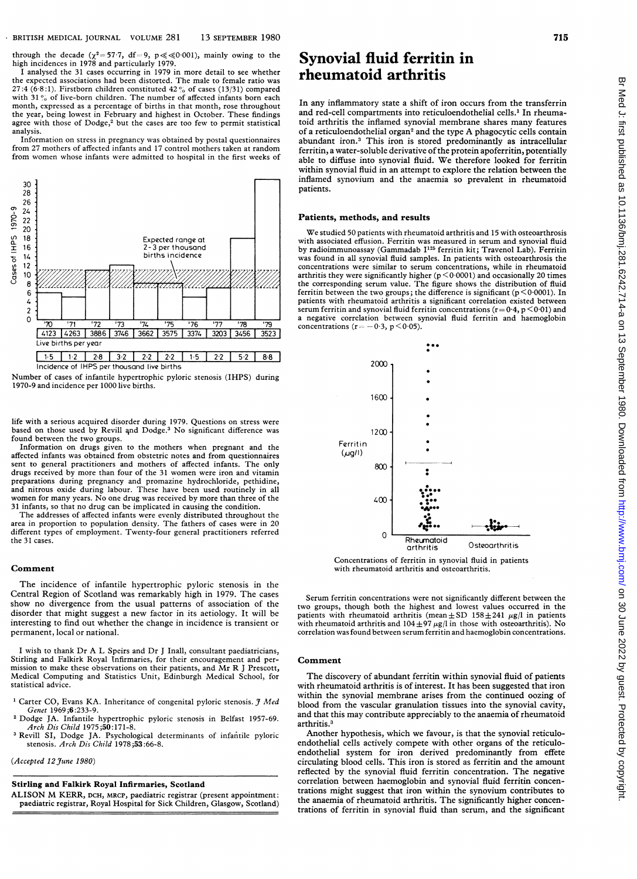through the decade ($\chi^2=57.7$, df = 9, $p \ll 0.001$), mainly owing to the high incidences in 1978 and particularly 1979.

I analysed the 31 cases occurring in 1979 in more detail to see whether the expected associations had been distorted. The male to female ratio was 27:4 (6·8:1). Firstborn children constituted 42% of cases (13/31) compared with 31% of live-born children. The number of affected infants born each month, expressed as a percentage of births in that month, rose throughout the year, being lowest in February and highest in October. These findings agree with those of Dodge,[2] but the cases are too few to permit statistical analysis.

Information on stress in pregnancy was obtained by postal questionnaires from 27 mothers of affected infants and 17 control mothers taken at random from women whose infants were admitted to hospital in the first weeks of

Cases of IHPS 1970-9

30 28 26 24 22 20 18 16 14 12 10 8 6 4 2 0

Expected range at 2-3 per thousand births incidence

'70 '71 '72 '73 '74 '75 '76 '77 '78 '79

4123 4263 3886 3746 3662 3575 3374 3203 3456 3523

Live births per year

1·5 1·2 2·8 3·2 2·2 2·2 1·5 2·2 5·2 8·8

Incidence of IHPS per thousand live births

Number of cases of infantile hypertrophic pyloric stenosis (IHPS) during 1970-9 and incidence per 1000 live births.

life with a serious acquired disorder during 1979. Questions on stress were based on those used by Revill and Dodge.[3] No significant difference was found between the two groups.

Information on drugs given to the mothers when pregnant and the affected infants was obtained from obstetric notes and from questionnaires sent to general practitioners and mothers of affected infants. The only drugs received by more than four of the 31 women were iron and vitamin preparations during pregnancy and promazine hydrochloride, pethidine, and nitrous oxide during labour. These have been used routinely in all women for many years. No one drug was received by more than three of the 31 infants, so that no drug can be implicated in causing the condition.

The addresses of affected infants were evenly distributed throughout the area in proportion to population density. The fathers of cases were in 20 different types of employment. Twenty-four general practitioners referred the 31 cases.

## Comment

The incidence of infantile hypertrophic pyloric stenosis in the Central Region of Scotland was remarkably high in 1979. The cases show no divergence from the usual patterns of association of the disorder that might suggest a new factor in its aetiology. It will be interesting to find out whether the change in incidence is transient or permanent, local or national.

I wish to thank Dr A L Speirs and Dr J Inall, consultant paediatricians, Stirling and Falkirk Royal Infirmaries, for their encouragement and permission to make these observations on their patients, and Mr R J Prescott, Medical Computing and Statistics Unit, Edinburgh Medical School, for statistical advice.

[1] Carter CO, Evans KA. Inheritance of congenital pyloric stenosis. *J Med Genet* 1969;**6**:233-9.

[2] Dodge JA. Infantile hypertrophic pyloric stenosis in Belfast 1957-69. *Arch Dis Child* 1975;**50**:171-8.

[3] Revill SI, Dodge JA. Psychological determinants of infantile pyloric stenosis. *Arch Dis Child* 1978;**53**:66-8.

*(Accepted 12 June 1980)*

**Stirling and Falkirk Royal Infirmaries, Scotland**

ALISON M KERR, DCH, MRCP, paediatric registrar (present appointment: paediatric registrar, Royal Hospital for Sick Children, Glasgow, Scotland)

# Synovial fluid ferritin in rheumatoid arthritis

In any inflammatory state a shift of iron occurs from the transferrin and red-cell compartments into reticuloendothelial cells.[1] In rheumatoid arthritis the inflamed synovial membrane shares many features of a reticuloendothelial organ[2] and the type A phagocytic cells contain abundant iron.[3] This iron is stored predominantly as intracellular ferritin, a water-soluble derivative of the protein apoferritin, potentially able to diffuse into synovial fluid. We therefore looked for ferritin within synovial fluid in an attempt to explore the relation between the inflamed synovium and the anaemia so prevalent in rheumatoid patients.

## Patients, methods, and results

We studied 50 patients with rheumatoid arthritis and 15 with osteoarthrosis with associated effusion. Ferritin was measured in serum and synovial fluid by radioimmunoassay (Gammadab $I^{125}$ ferritin kit; Travenol Lab). Ferritin was found in all synovial fluid samples. In patients with osteoarthrosis the concentrations were similar to serum concentrations, while in rheumatoid arthritis they were significantly higher ($p<0.0001$) and occasionally 20 times the corresponding serum value. The figure shows the distribution of fluid ferritin between the two groups; the difference is significant ($p<0.0001$). In patients with rheumatoid arthritis a significant correlation existed between serum ferritin and synovial fluid ferritin concentrations ($r=0.4$, $p<0.01$) and a negative correlation between synovial fluid ferritin and haemoglobin concentrations ($r=-0.3$, $p<0.05$).

Ferritin (µg/l)

2000 1600 1200 800 400 0

Rheumatoid arthritis

Osteoarthritis

Concentrations of ferritin in synovial fluid in patients with rheumatoid arthritis and osteoarthritis.

Serum ferritin concentrations were not significantly different between the two groups, though both the highest and lowest values occurred in the patients with rheumatoid arthritis (mean ± SD 158 ± 241 µg/l in patients with rheumatoid arthritis and 104 ± 97 µg/l in those with osteoarthritis). No correlation was found between serum ferritin and haemoglobin concentrations.

## Comment

The discovery of abundant ferritin within synovial fluid of patients with rheumatoid arthritis is of interest. It has been suggested that iron within the synovial membrane arises from the continued oozing of blood from the vascular granulation tissues into the synovial cavity, and that this may contribute appreciably to the anaemia of rheumatoid arthritis.[3]

Another hypothesis, which we favour, is that the synovial reticuloendothelial cells actively compete with other organs of the reticuloendothelial system for iron derived predominantly from effete circulating blood cells. This iron is stored as ferritin and the amount reflected by the synovial fluid ferritin concentration. The negative correlation between haemoglobin and synovial fluid ferritin concentrations might suggest that iron within the synovium contributes to the anaemia of rheumatoid arthritis. The significantly higher concentrations of ferritin in synovial fluid than serum, and the significant